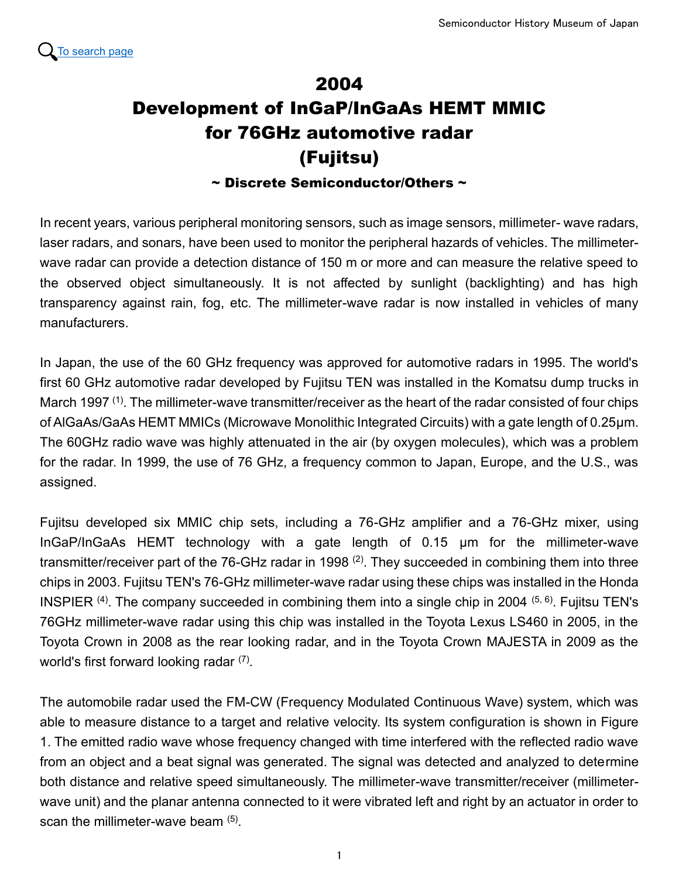To search page

# 2004
# Development of InGaP/InGaAs HEMT MMIC for 76GHz automotive radar (Fujitsu)

### ~ Discrete Semiconductor/Others ~

In recent years, various peripheral monitoring sensors, such as image sensors, millimeter- wave radars, laser radars, and sonars, have been used to monitor the peripheral hazards of vehicles. The millimeter-wave radar can provide a detection distance of 150 m or more and can measure the relative speed to the observed object simultaneously. It is not affected by sunlight (backlighting) and has high transparency against rain, fog, etc. The millimeter-wave radar is now installed in vehicles of many manufacturers.

In Japan, the use of the 60 GHz frequency was approved for automotive radars in 1995. The world's first 60 GHz automotive radar developed by Fujitsu TEN was installed in the Komatsu dump trucks in March 1997 [1]. The millimeter-wave transmitter/receiver as the heart of the radar consisted of four chips of AlGaAs/GaAs HEMT MMICs (Microwave Monolithic Integrated Circuits) with a gate length of 0.25μm. The 60GHz radio wave was highly attenuated in the air (by oxygen molecules), which was a problem for the radar. In 1999, the use of 76 GHz, a frequency common to Japan, Europe, and the U.S., was assigned.

Fujitsu developed six MMIC chip sets, including a 76-GHz amplifier and a 76-GHz mixer, using InGaP/InGaAs HEMT technology with a gate length of 0.15 μm for the millimeter-wave transmitter/receiver part of the 76-GHz radar in 1998 [2]. They succeeded in combining them into three chips in 2003. Fujitsu TEN's 76-GHz millimeter-wave radar using these chips was installed in the Honda INSPIER [4]. The company succeeded in combining them into a single chip in 2004 [5, 6]. Fujitsu TEN's 76GHz millimeter-wave radar using this chip was installed in the Toyota Lexus LS460 in 2005, in the Toyota Crown in 2008 as the rear looking radar, and in the Toyota Crown MAJESTA in 2009 as the world's first forward looking radar [7].

The automobile radar used the FM-CW (Frequency Modulated Continuous Wave) system, which was able to measure distance to a target and relative velocity. Its system configuration is shown in Figure 1. The emitted radio wave whose frequency changed with time interfered with the reflected radio wave from an object and a beat signal was generated. The signal was detected and analyzed to determine both distance and relative speed simultaneously. The millimeter-wave transmitter/receiver (millimeter-wave unit) and the planar antenna connected to it were vibrated left and right by an actuator in order to scan the millimeter-wave beam [5].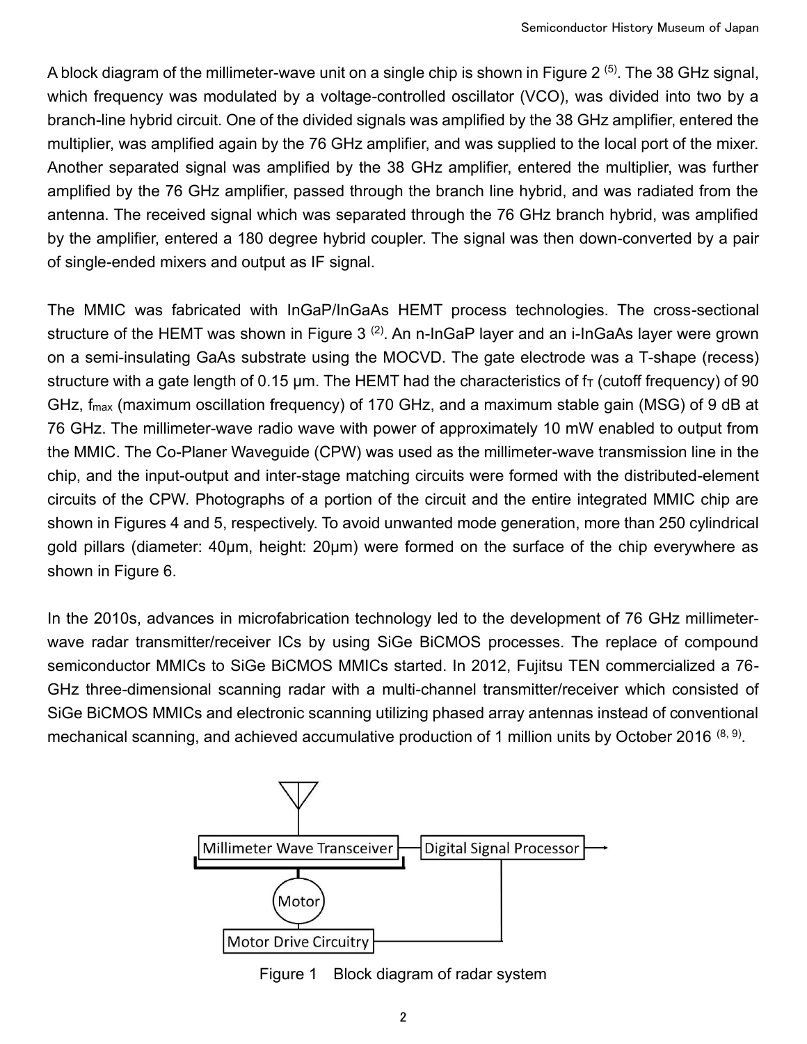A block diagram of the millimeter-wave unit on a single chip is shown in Figure 2 (5). The 38 GHz signal, which frequency was modulated by a voltage-controlled oscillator (VCO), was divided into two by a branch-line hybrid circuit. One of the divided signals was amplified by the 38 GHz amplifier, entered the multiplier, was amplified again by the 76 GHz amplifier, and was supplied to the local port of the mixer. Another separated signal was amplified by the 38 GHz amplifier, entered the multiplier, was further amplified by the 76 GHz amplifier, passed through the branch line hybrid, and was radiated from the antenna. The received signal which was separated through the 76 GHz branch hybrid, was amplified by the amplifier, entered a 180 degree hybrid coupler. The signal was then down-converted by a pair of single-ended mixers and output as IF signal.

The MMIC was fabricated with InGaP/InGaAs HEMT process technologies. The cross-sectional structure of the HEMT was shown in Figure 3 (2). An n-InGaP layer and an i-InGaAs layer were grown on a semi-insulating GaAs substrate using the MOCVD. The gate electrode was a T-shape (recess) structure with a gate length of 0.15 μm. The HEMT had the characteristics of $f_T$ (cutoff frequency) of 90 GHz, $f_{max}$ (maximum oscillation frequency) of 170 GHz, and a maximum stable gain (MSG) of 9 dB at 76 GHz. The millimeter-wave radio wave with power of approximately 10 mW enabled to output from the MMIC. The Co-Planer Waveguide (CPW) was used as the millimeter-wave transmission line in the chip, and the input-output and inter-stage matching circuits were formed with the distributed-element circuits of the CPW. Photographs of a portion of the circuit and the entire integrated MMIC chip are shown in Figures 4 and 5, respectively. To avoid unwanted mode generation, more than 250 cylindrical gold pillars (diameter: 40μm, height: 20μm) were formed on the surface of the chip everywhere as shown in Figure 6.

In the 2010s, advances in microfabrication technology led to the development of 76 GHz millimeter-wave radar transmitter/receiver ICs by using SiGe BiCMOS processes. The replace of compound semiconductor MMICs to SiGe BiCMOS MMICs started. In 2012, Fujitsu TEN commercialized a 76-GHz three-dimensional scanning radar with a multi-channel transmitter/receiver which consisted of SiGe BiCMOS MMICs and electronic scanning utilizing phased array antennas instead of conventional mechanical scanning, and achieved accumulative production of 1 million units by October 2016 (8, 9).

Millimeter Wave Transceiver — Digital Signal Processor

Motor

Motor Drive Circuitry

Figure 1 Block diagram of radar system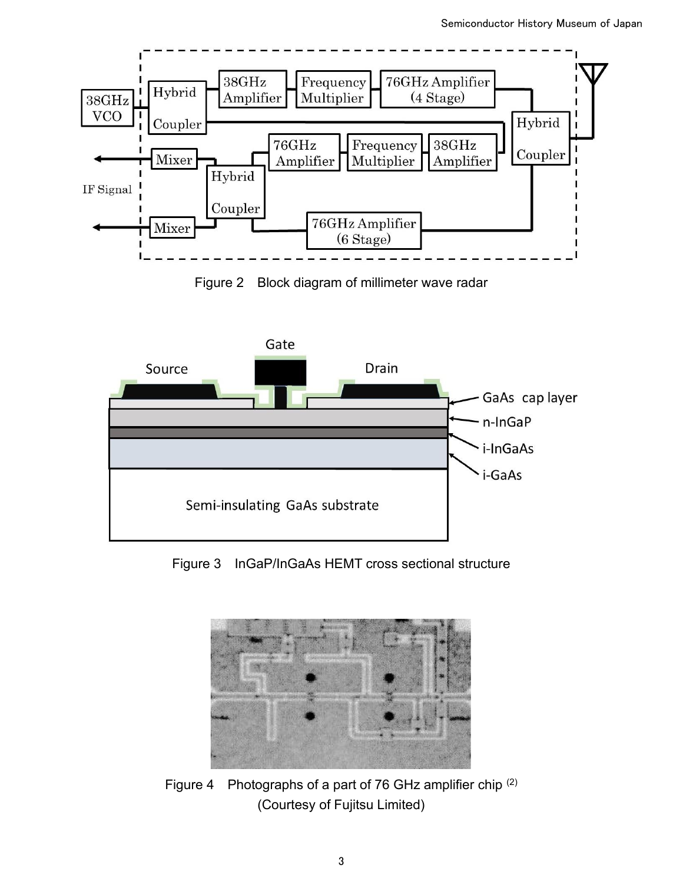Figure 2　Block diagram of millimeter wave radar

Figure 3　InGaP/InGaAs HEMT cross sectional structure

Figure 4　Photographs of a part of 76 GHz amplifier chip [(2)]
(Courtesy of Fujitsu Limited)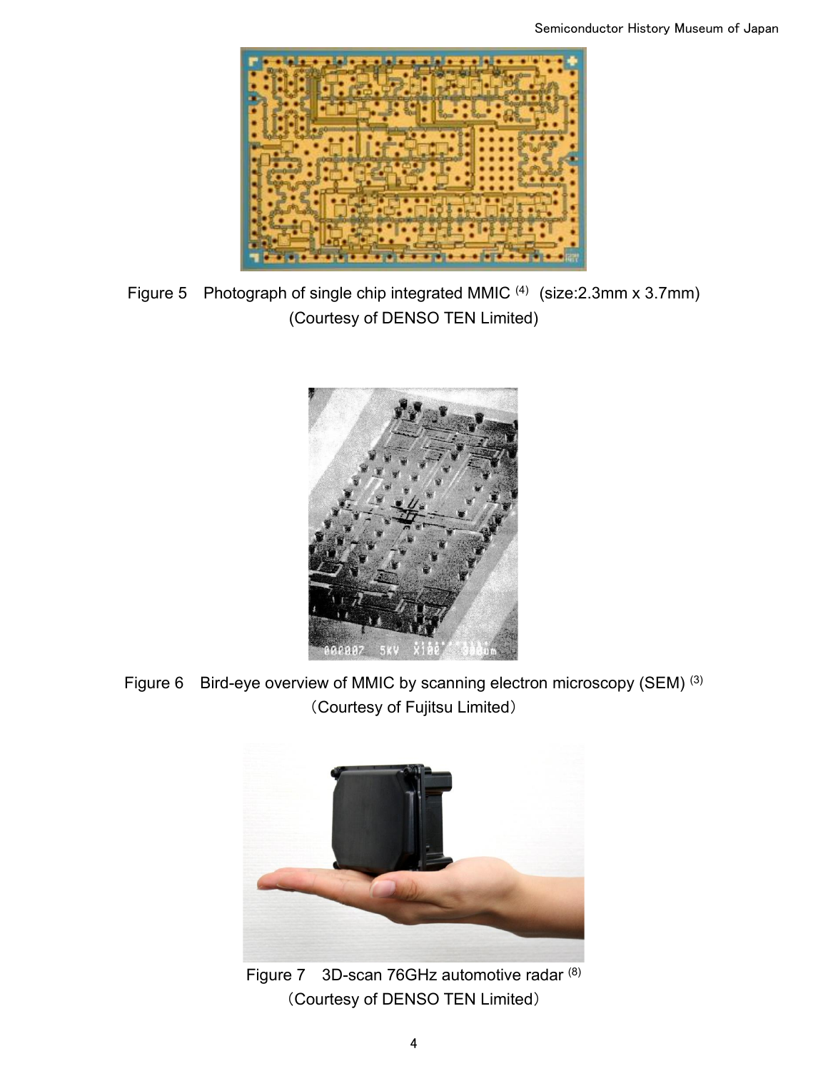Figure 5　Photograph of single chip integrated MMIC [4]　(size:2.3mm x 3.7mm)
(Courtesy of DENSO TEN Limited)

Figure 6　Bird-eye overview of MMIC by scanning electron microscopy (SEM) [3]
（Courtesy of Fujitsu Limited）

Figure 7　3D-scan 76GHz automotive radar [8]
（Courtesy of DENSO TEN Limited）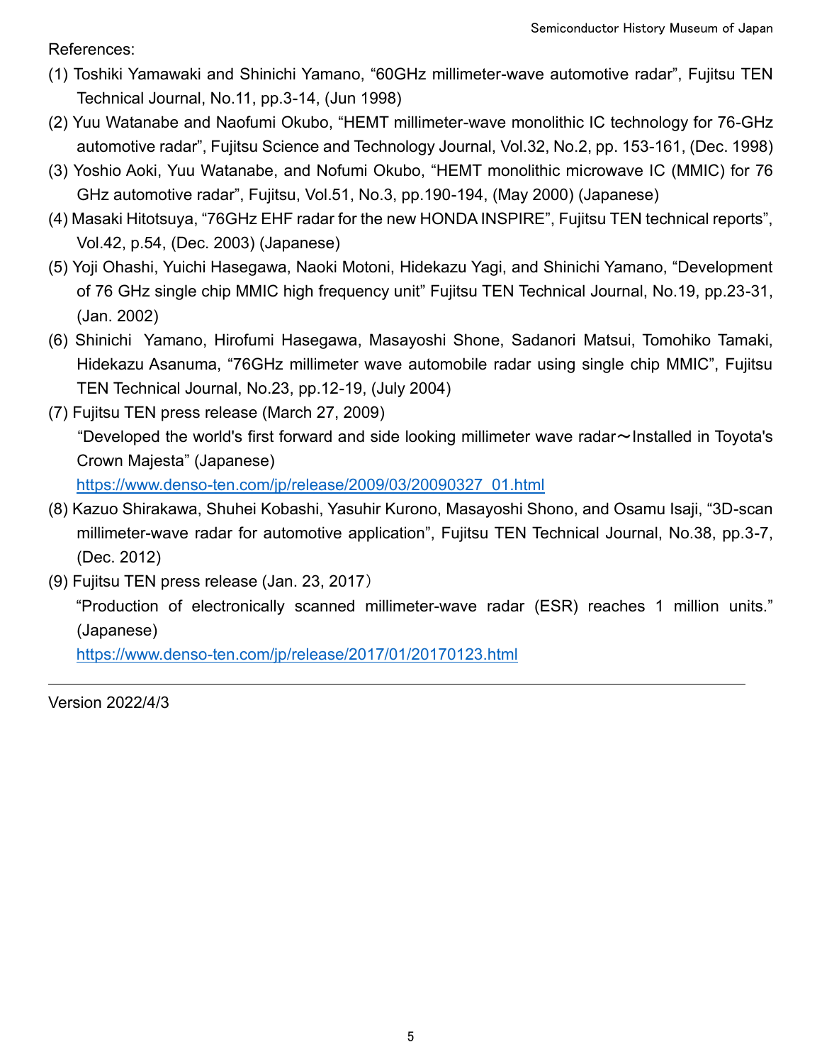References:

(1) Toshiki Yamawaki and Shinichi Yamano, "60GHz millimeter-wave automotive radar", Fujitsu TEN Technical Journal, No.11, pp.3-14, (Jun 1998)

(2) Yuu Watanabe and Naofumi Okubo, "HEMT millimeter-wave monolithic IC technology for 76-GHz automotive radar", Fujitsu Science and Technology Journal, Vol.32, No.2, pp. 153-161, (Dec. 1998)

(3) Yoshio Aoki, Yuu Watanabe, and Nofumi Okubo, "HEMT monolithic microwave IC (MMIC) for 76 GHz automotive radar", Fujitsu, Vol.51, No.3, pp.190-194, (May 2000) (Japanese)

(4) Masaki Hitotsuya, "76GHz EHF radar for the new HONDA INSPIRE", Fujitsu TEN technical reports", Vol.42, p.54, (Dec. 2003) (Japanese)

(5) Yoji Ohashi, Yuichi Hasegawa, Naoki Motoni, Hidekazu Yagi, and Shinichi Yamano, "Development of 76 GHz single chip MMIC high frequency unit" Fujitsu TEN Technical Journal, No.19, pp.23-31, (Jan. 2002)

(6) Shinichi Yamano, Hirofumi Hasegawa, Masayoshi Shone, Sadanori Matsui, Tomohiko Tamaki, Hidekazu Asanuma, "76GHz millimeter wave automobile radar using single chip MMIC", Fujitsu TEN Technical Journal, No.23, pp.12-19, (July 2004)

(7) Fujitsu TEN press release (March 27, 2009)
"Developed the world's first forward and side looking millimeter wave radar～Installed in Toyota's Crown Majesta" (Japanese)
https://www.denso-ten.com/jp/release/2009/03/20090327_01.html

(8) Kazuo Shirakawa, Shuhei Kobashi, Yasuhir Kurono, Masayoshi Shono, and Osamu Isaji, "3D-scan millimeter-wave radar for automotive application", Fujitsu TEN Technical Journal, No.38, pp.3-7, (Dec. 2012)

(9) Fujitsu TEN press release (Jan. 23, 2017）
"Production of electronically scanned millimeter-wave radar (ESR) reaches 1 million units." (Japanese)
https://www.denso-ten.com/jp/release/2017/01/20170123.html

---

Version 2022/4/3